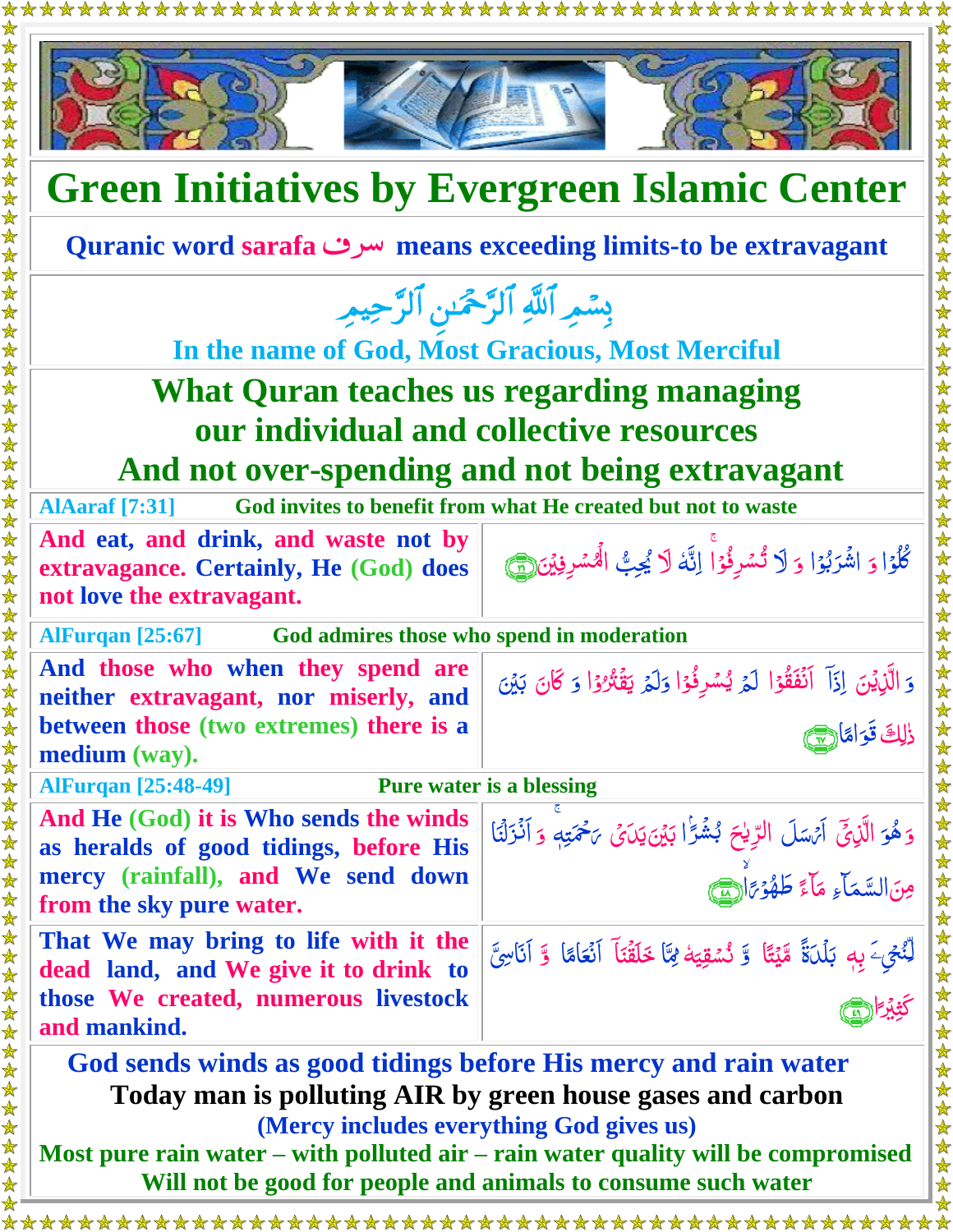# Green Initiatives by Evergreen Islamic Center

**Quranic word sarafa سرف means exceeding limits-to be extravagant**

بِسۡمِ ٱللَّهِ ٱلرَّحۡمَٰنِ ٱلرَّحِيمِ

**In the name of God, Most Gracious, Most Merciful**

## What Quran teaches us regarding managing our individual and collective resources And not over-spending and not being extravagant

**AlAaraf [7:31]** — **God invites to benefit from what He created but not to waste**

| English | Arabic |
|---|---|
| **And eat, and drink, and waste not by extravagance. Certainly, He (God) does not love the extravagant.** | كُلُوۡا وَ اشۡرَبُوۡا وَ لَا تُسۡرِفُوۡا ۚ اِنَّهٗ لَا یُحِبُّ الۡمُسۡرِفِیۡنَ ﴿۳۱﴾ |

**AlFurqan [25:67]** — **God admires those who spend in moderation**

| English | Arabic |
|---|---|
| **And those who when they spend are neither extravagant, nor miserly, and between those (two extremes) there is a medium (way).** | وَ الَّذِیۡنَ اِذَاۤ اَنۡفَقُوۡا لَمۡ یُسۡرِفُوۡا وَ لَمۡ یَقۡتُرُوۡا وَ کَانَ بَیۡنَ ذٰلِکَ قَوَامًا ﴿۶۷﴾ |

**AlFurqan [25:48-49]** — **Pure water is a blessing**

| English | Arabic |
|---|---|
| **And He (God) it is Who sends the winds as heralds of good tidings, before His mercy (rainfall), and We send down from the sky pure water.** | وَ هُوَ الَّذِیۡۤ اَرۡسَلَ الرِّیٰحَ بُشۡرًۢا بَیۡنَ یَدَیۡ رَحۡمَتِهٖ ۚ وَ اَنۡزَلۡنَا مِنَ السَّمَآءِ مَآءً طَهُوۡرًا ﴿۴۸﴾ |
| **That We may bring to life with it the dead land, and We give it to drink to those We created, numerous livestock and mankind.** | لِّنُحۡیِۦَ بِهٖ بَلۡدَۃً مَّیۡتًا وَّ نُسۡقِیَهٗ مِمَّا خَلَقۡنَاۤ اَنۡعَامًا وَّ اَنَاسِیَّ کَثِیۡرًا ﴿۴۹﴾ |

**God sends winds as good tidings before His mercy and rain water**

**Today man is polluting AIR by green house gases and carbon**

**(Mercy includes everything God gives us)**

**Most pure rain water – with polluted air – rain water quality will be compromised**

**Will not be good for people and animals to consume such water**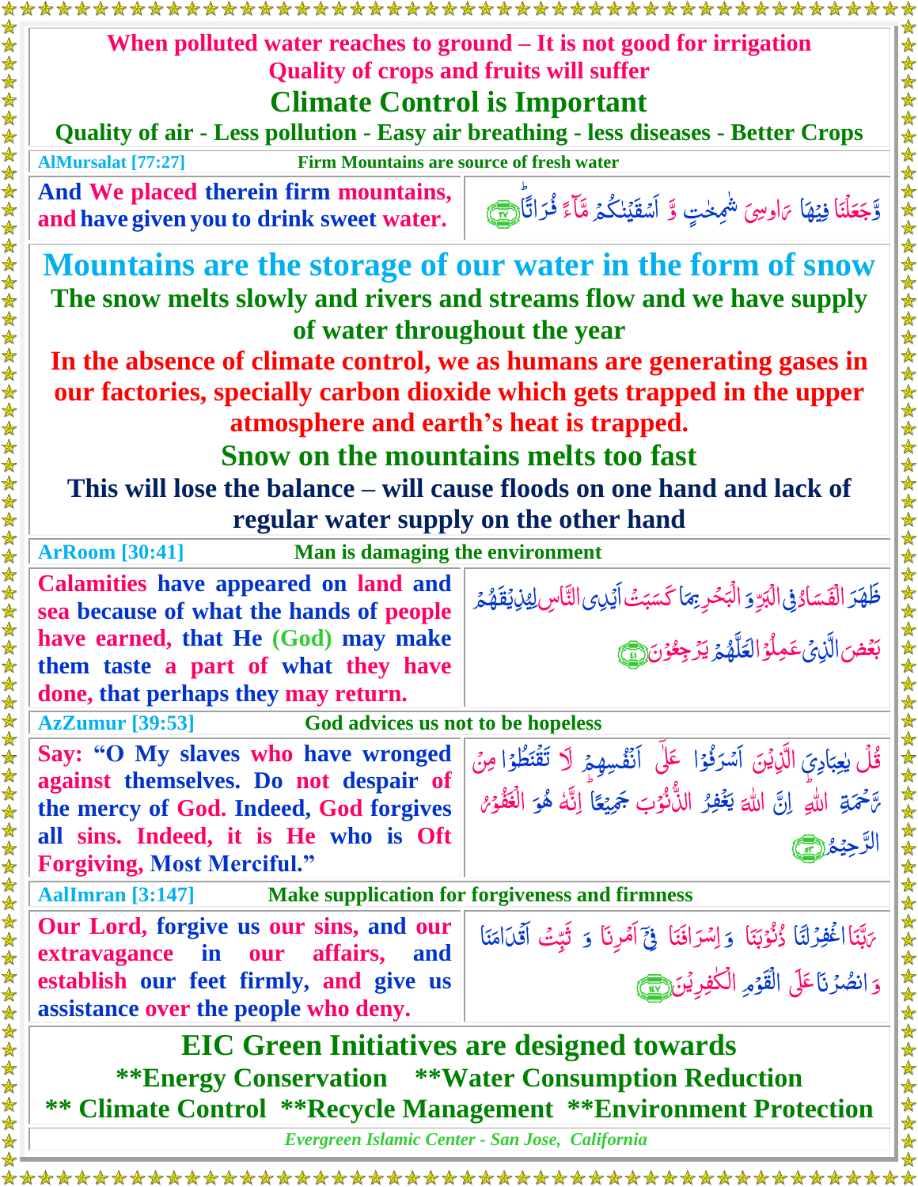**When polluted water reaches to ground – It is not good for irrigation**

**Quality of crops and fruits will suffer**

## Climate Control is Important

**Quality of air - Less pollution - Easy air breathing - less diseases - Better Crops**

**AlMursalat [77:27]** — **Firm Mountains are source of fresh water**

| | |
|---|---|
| **And We placed therein firm mountains, and have given you to drink sweet water.** | وَّجَعَلْنَا فِيْهَا رَوَاسِىَ شٰمِخٰتٍ وَّ اَسْقَيْنٰكُمْ مَّآءً فُرَاتًا ﴿۲۷﴾ |

## Mountains are the storage of our water in the form of snow

**The snow melts slowly and rivers and streams flow and we have supply of water throughout the year**

**In the absence of climate control, we as humans are generating gases in our factories, specially carbon dioxide which gets trapped in the upper atmosphere and earth's heat is trapped.**

**Snow on the mountains melts too fast**

**This will lose the balance – will cause floods on one hand and lack of regular water supply on the other hand**

**ArRoom [30:41]** — **Man is damaging the environment**

| | |
|---|---|
| **Calamities have appeared on land and sea because of what the hands of people have earned, that He (God) may make them taste a part of what they have done, that perhaps they may return.** | ظَهَرَ الْفَسَادُ فِى الْبَرِّ وَ الْبَحْرِ بِمَا كَسَبَتْ اَيْدِى النَّاسِ لِيُذِيْقَهُمْ بَعْضَ الَّذِىْ عَمِلُوْا لَعَلَّهُمْ يَرْجِعُوْنَ ﴿۴۱﴾ |

**AzZumur [39:53]** — **God advices us not to be hopeless**

| | |
|---|---|
| **Say: "O My slaves who have wronged against themselves. Do not despair of the mercy of God. Indeed, God forgives all sins. Indeed, it is He who is Oft Forgiving, Most Merciful."** | قُلْ يٰعِبَادِىَ الَّذِيْنَ اَسْرَفُوْا عَلٰٓى اَنْفُسِهِمْ لَا تَقْنَطُوْا مِنْ رَّحْمَةِ اللّٰهِ اِنَّ اللّٰهَ يَغْفِرُ الذُّنُوْبَ جَمِيْعًا اِنَّهٗ هُوَ الْغَفُوْرُ الرَّحِيْمُ ﴿۵۳﴾ |

**AalImran [3:147]** — **Make supplication for forgiveness and firmness**

| | |
|---|---|
| **Our Lord, forgive us our sins, and our extravagance in our affairs, and establish our feet firmly, and give us assistance over the people who deny.** | رَبَّنَا اغْفِرْلَنَا ذُنُوْبَنَا وَ اِسْرَافَنَا فِىْٓ اَمْرِنَا وَ ثَبِّتْ اَقْدَامَنَا وَ انْصُرْنَا عَلَى الْقَوْمِ الْكٰفِرِيْنَ ﴿۱۴۷﴾ |

## EIC Green Initiatives are designed towards

**\*\*Energy Conservation \*\*Water Consumption Reduction**

**\*\* Climate Control \*\*Recycle Management \*\*Environment Protection**

*Evergreen Islamic Center - San Jose, California*